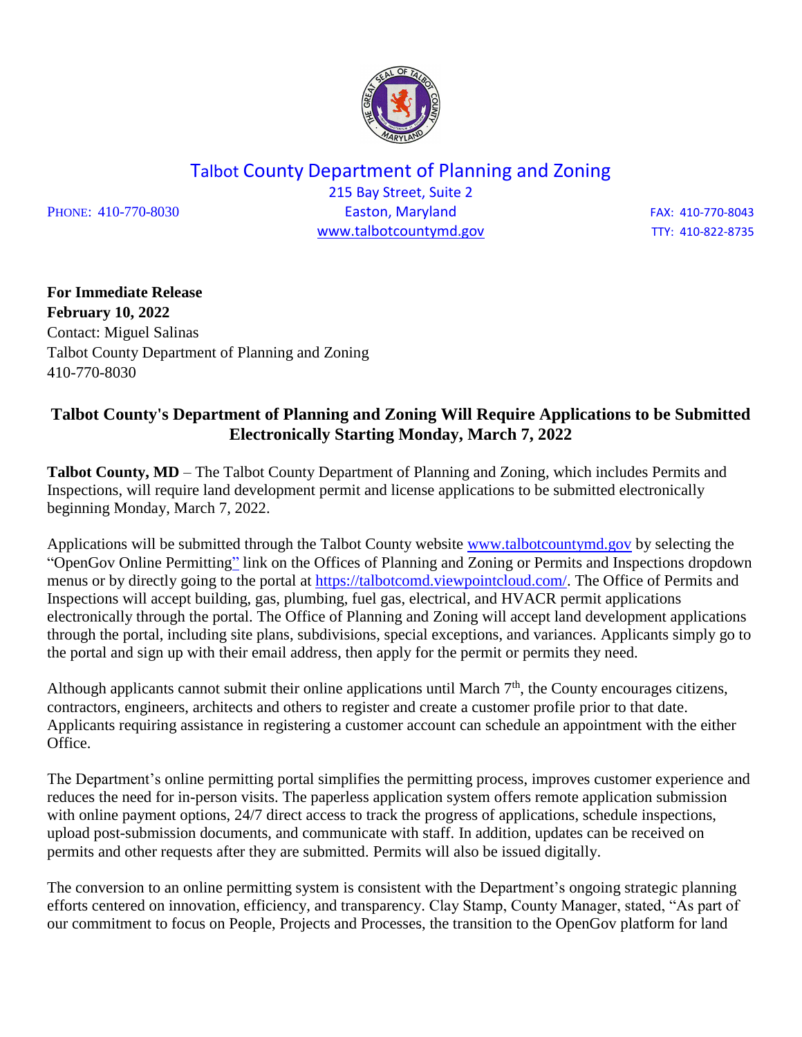# Talbot County Department of Planning and Zoning

215 Bay Street, Suite 2
Easton, Maryland
www.talbotcountymd.gov

PHONE: 410-770-8030

FAX: 410-770-8043
TTY: 410-822-8735

**For Immediate Release**
**February 10, 2022**
Contact: Miguel Salinas
Talbot County Department of Planning and Zoning
410-770-8030

## Talbot County's Department of Planning and Zoning Will Require Applications to be Submitted Electronically Starting Monday, March 7, 2022

**Talbot County, MD** – The Talbot County Department of Planning and Zoning, which includes Permits and Inspections, will require land development permit and license applications to be submitted electronically beginning Monday, March 7, 2022.

Applications will be submitted through the Talbot County website www.talbotcountymd.gov by selecting the "OpenGov Online Permitting" link on the Offices of Planning and Zoning or Permits and Inspections dropdown menus or by directly going to the portal at https://talbotcomd.viewpointcloud.com/. The Office of Permits and Inspections will accept building, gas, plumbing, fuel gas, electrical, and HVACR permit applications electronically through the portal. The Office of Planning and Zoning will accept land development applications through the portal, including site plans, subdivisions, special exceptions, and variances. Applicants simply go to the portal and sign up with their email address, then apply for the permit or permits they need.

Although applicants cannot submit their online applications until March 7th, the County encourages citizens, contractors, engineers, architects and others to register and create a customer profile prior to that date. Applicants requiring assistance in registering a customer account can schedule an appointment with the either Office.

The Department's online permitting portal simplifies the permitting process, improves customer experience and reduces the need for in-person visits. The paperless application system offers remote application submission with online payment options, 24/7 direct access to track the progress of applications, schedule inspections, upload post-submission documents, and communicate with staff. In addition, updates can be received on permits and other requests after they are submitted. Permits will also be issued digitally.

The conversion to an online permitting system is consistent with the Department's ongoing strategic planning efforts centered on innovation, efficiency, and transparency. Clay Stamp, County Manager, stated, "As part of our commitment to focus on People, Projects and Processes, the transition to the OpenGov platform for land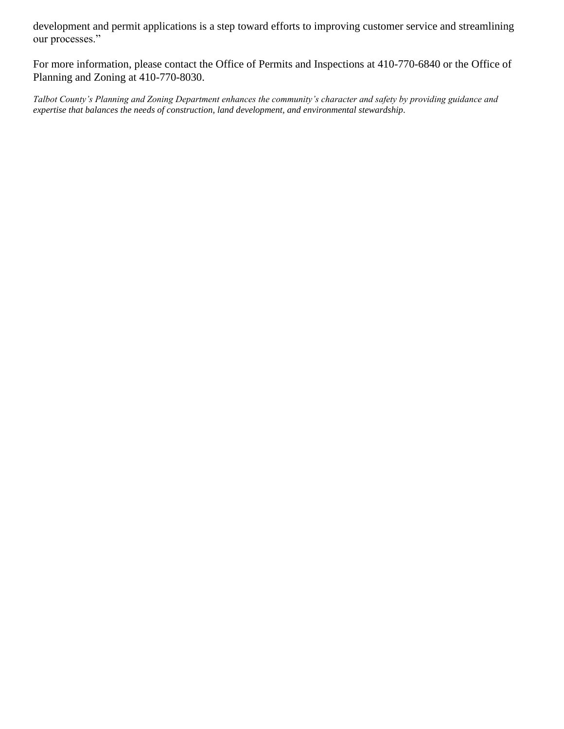development and permit applications is a step toward efforts to improving customer service and streamlining our processes."

For more information, please contact the Office of Permits and Inspections at 410-770-6840 or the Office of Planning and Zoning at 410-770-8030.

*Talbot County's Planning and Zoning Department enhances the community's character and safety by providing guidance and expertise that balances the needs of construction, land development, and environmental stewardship.*